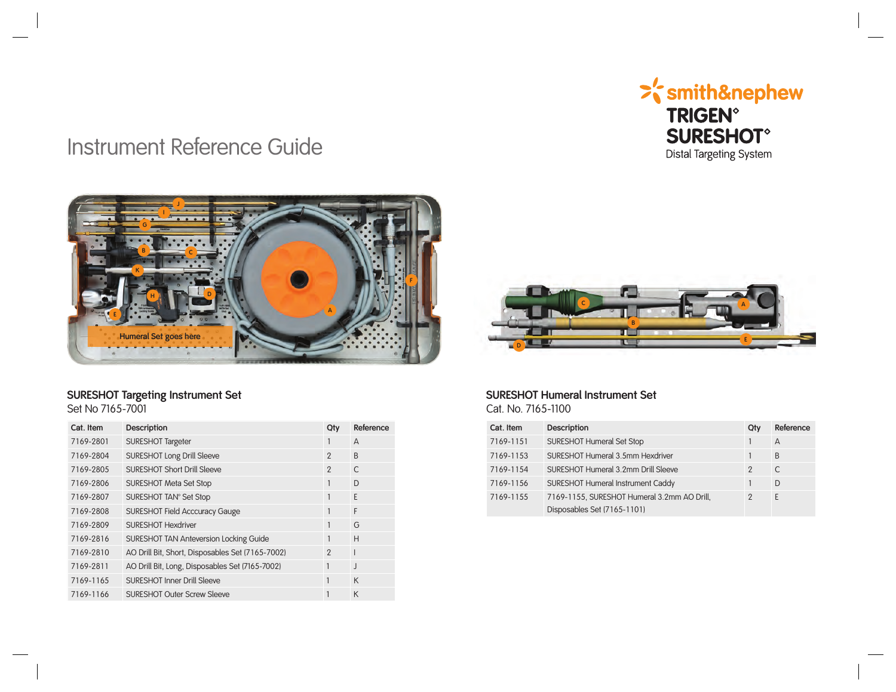# Instrument Reference Guide

smith&nephew
**TRIGEN°**
**SURESHOT°**
Distal Targeting System

Humeral Set goes here

## SURESHOT Targeting Instrument Set

Set No 7165-7001

| Cat. Item | Description | Qty | Reference |
|---|---|---|---|
| 7169-2801 | SURESHOT Targeter | 1 | A |
| 7169-2804 | SURESHOT Long Drill Sleeve | 2 | B |
| 7169-2805 | SURESHOT Short Drill Sleeve | 2 | C |
| 7169-2806 | SURESHOT Meta Set Stop | 1 | D |
| 7169-2807 | SURESHOT TAN° Set Stop | 1 | E |
| 7169-2808 | SURESHOT Field Acccuracy Gauge | 1 | F |
| 7169-2809 | SURESHOT Hexdriver | 1 | G |
| 7169-2816 | SURESHOT TAN Anteversion Locking Guide | 1 | H |
| 7169-2810 | AO Drill Bit, Short, Disposables Set (7165-7002) | 2 | I |
| 7169-2811 | AO Drill Bit, Long, Disposables Set (7165-7002) | 1 | J |
| 7169-1165 | SURESHOT Inner Drill Sleeve | 1 | K |
| 7169-1166 | SURESHOT Outer Screw Sleeve | 1 | K |

## SURESHOT Humeral Instrument Set

Cat. No. 7165-1100

| Cat. Item | Description | Qty | Reference |
|---|---|---|---|
| 7169-1151 | SURESHOT Humeral Set Stop | 1 | A |
| 7169-1153 | SURESHOT Humeral 3.5mm Hexdriver | 1 | B |
| 7169-1154 | SURESHOT Humeral 3.2mm Drill Sleeve | 2 | C |
| 7169-1156 | SURESHOT Humeral Instrument Caddy | 1 | D |
| 7169-1155 | 7169-1155, SURESHOT Humeral 3.2mm AO Drill, Disposables Set (7165-1101) | 2 | E |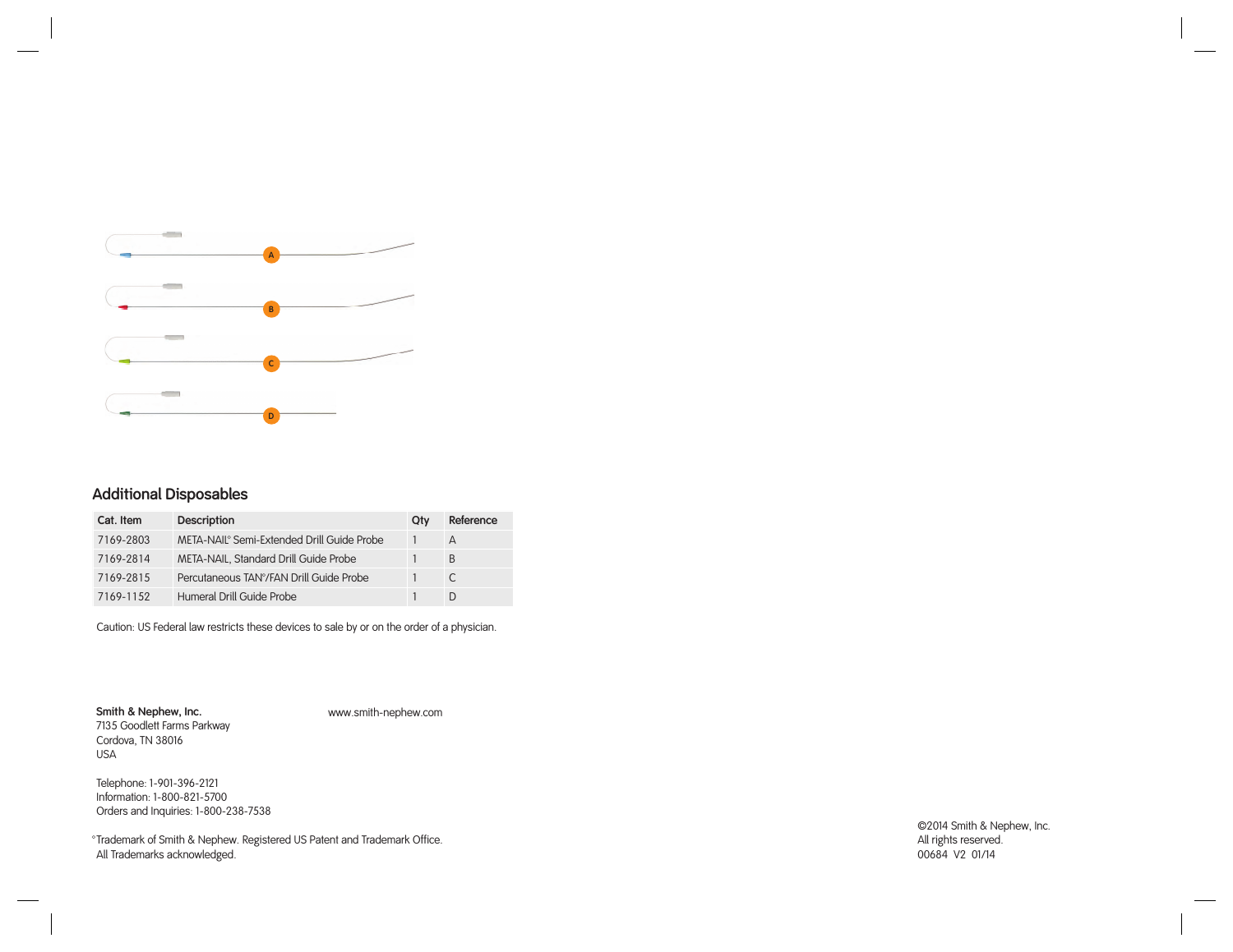A

B

C

D

## Additional Disposables

| Cat. Item | Description | Qty | Reference |
| --- | --- | --- | --- |
| 7169-2803 | META-NAIL° Semi-Extended Drill Guide Probe | 1 | A |
| 7169-2814 | META-NAIL, Standard Drill Guide Probe | 1 | B |
| 7169-2815 | Percutaneous TAN°/FAN Drill Guide Probe | 1 | C |
| 7169-1152 | Humeral Drill Guide Probe | 1 | D |

Caution: US Federal law restricts these devices to sale by or on the order of a physician.

**Smith & Nephew, Inc.**
7135 Goodlett Farms Parkway
Cordova, TN 38016
USA

www.smith-nephew.com

Telephone: 1-901-396-2121
Information: 1-800-821-5700
Orders and Inquiries: 1-800-238-7538

°Trademark of Smith & Nephew. Registered US Patent and Trademark Office.
All Trademarks acknowledged.

©2014 Smith & Nephew, Inc.
All rights reserved.
00684 V2 01/14